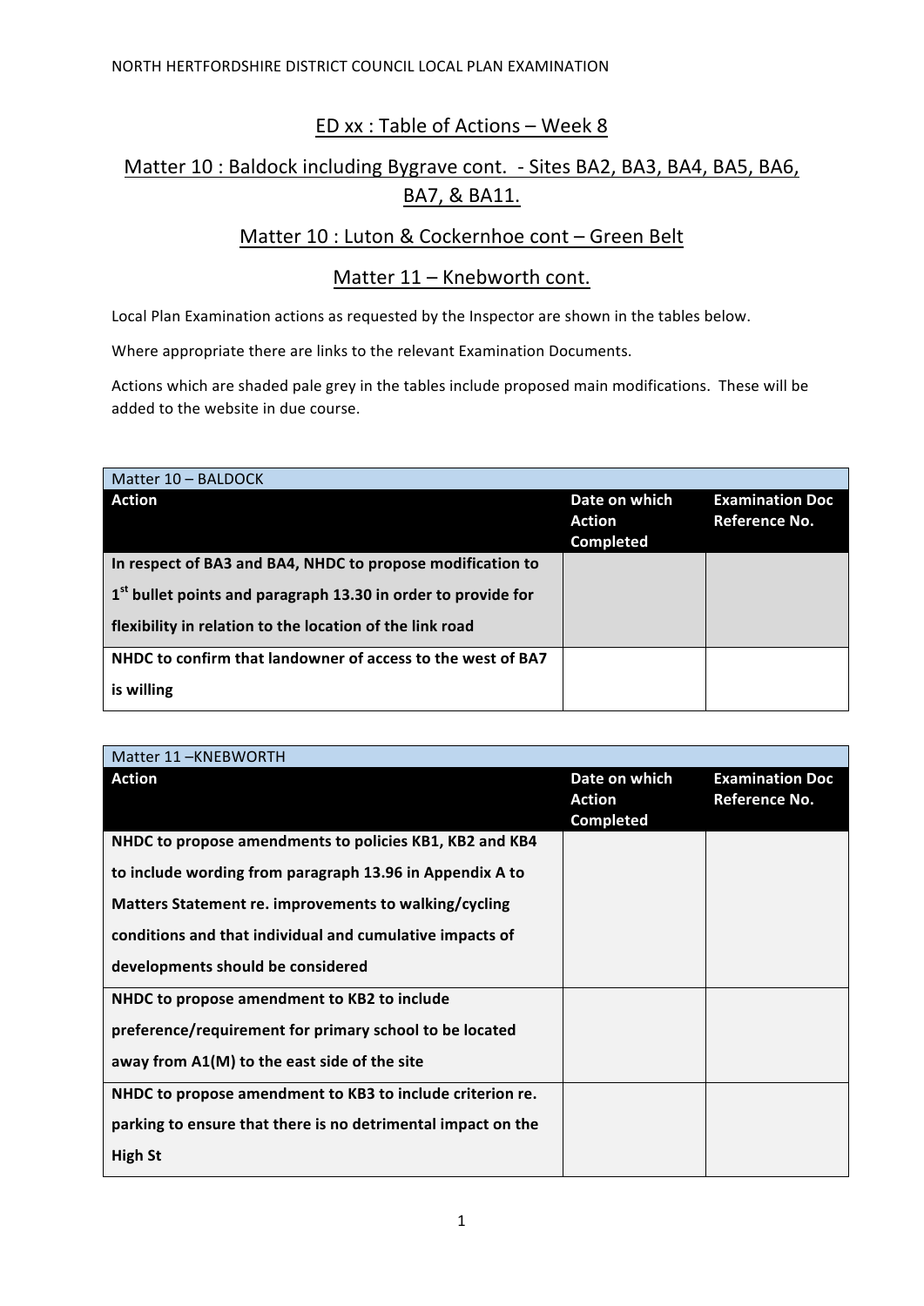# ED xx : Table of Actions – Week 8

## Matter 10 : Baldock including Bygrave cont. - Sites BA2, BA3, BA4, BA5, BA6, BA7, & BA11.

## Matter 10 : Luton & Cockernhoe cont – Green Belt

## Matter 11 – Knebworth cont.

Local Plan Examination actions as requested by the Inspector are shown in the tables below.

Where appropriate there are links to the relevant Examination Documents.

Actions which are shaded pale grey in the tables include proposed main modifications. These will be added to the website in due course.

| Matter 10 – BALDOCK | | |
|---|---|---|
| **Action** | **Date on which Action Completed** | **Examination Doc Reference No.** |
| **In respect of BA3 and BA4, NHDC to propose modification to 1st bullet points and paragraph 13.30 in order to provide for flexibility in relation to the location of the link road** | | |
| **NHDC to confirm that landowner of access to the west of BA7 is willing** | | |

| Matter 11 –KNEBWORTH | | |
|---|---|---|
| **Action** | **Date on which Action Completed** | **Examination Doc Reference No.** |
| **NHDC to propose amendments to policies KB1, KB2 and KB4 to include wording from paragraph 13.96 in Appendix A to Matters Statement re. improvements to walking/cycling conditions and that individual and cumulative impacts of developments should be considered** | | |
| **NHDC to propose amendment to KB2 to include preference/requirement for primary school to be located away from A1(M) to the east side of the site** | | |
| **NHDC to propose amendment to KB3 to include criterion re. parking to ensure that there is no detrimental impact on the High St** | | |